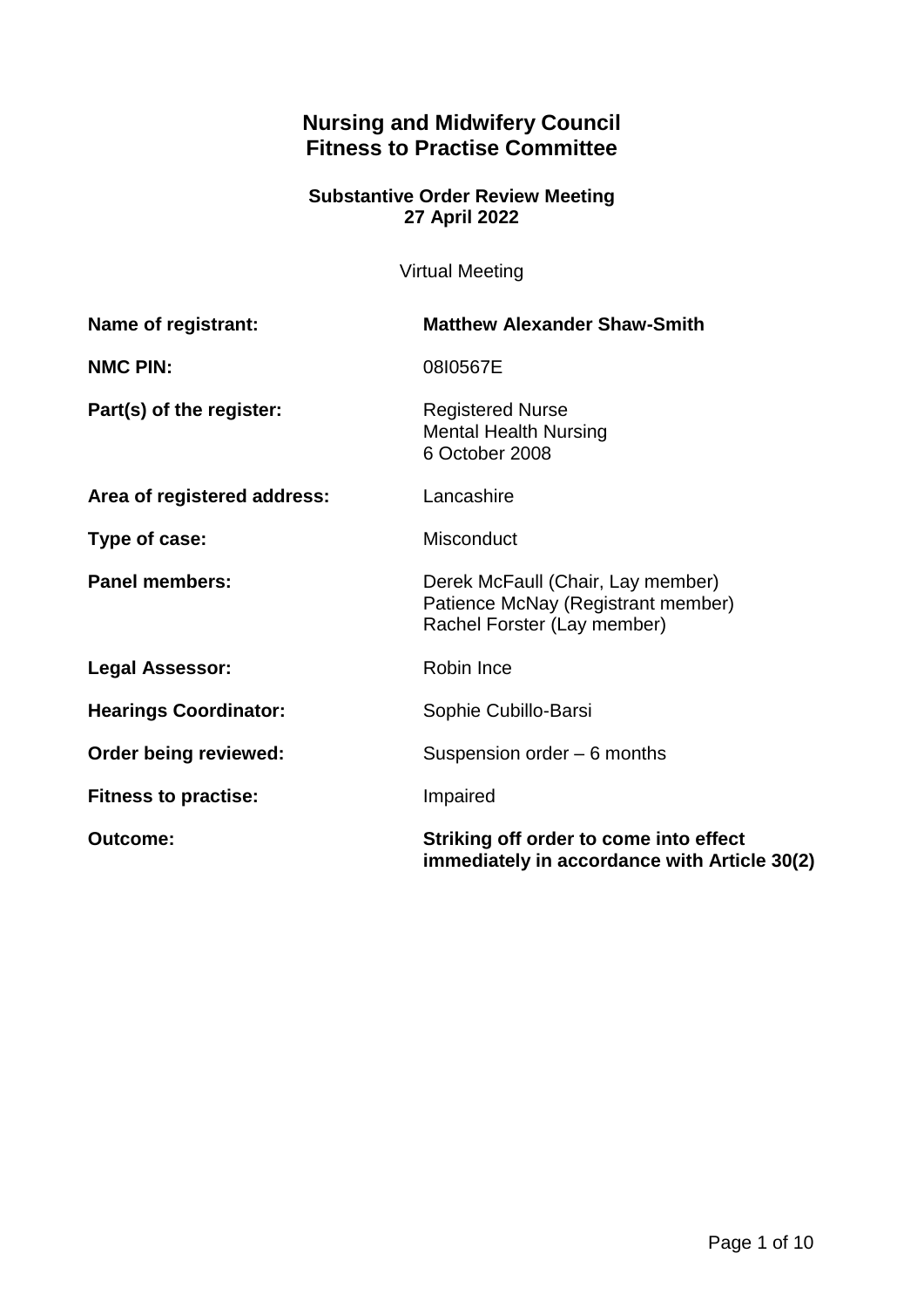# Nursing and Midwifery Council
# Fitness to Practise Committee

### Substantive Order Review Meeting
### 27 April 2022

Virtual Meeting

| | |
|---|---|
| **Name of registrant:** | **Matthew Alexander Shaw-Smith** |
| **NMC PIN:** | 08I0567E |
| **Part(s) of the register:** | Registered Nurse<br>Mental Health Nursing<br>6 October 2008 |
| **Area of registered address:** | Lancashire |
| **Type of case:** | Misconduct |
| **Panel members:** | Derek McFaull (Chair, Lay member)<br>Patience McNay (Registrant member)<br>Rachel Forster (Lay member) |
| **Legal Assessor:** | Robin Ince |
| **Hearings Coordinator:** | Sophie Cubillo-Barsi |
| **Order being reviewed:** | Suspension order – 6 months |
| **Fitness to practise:** | Impaired |
| **Outcome:** | **Striking off order to come into effect immediately in accordance with Article 30(2)** |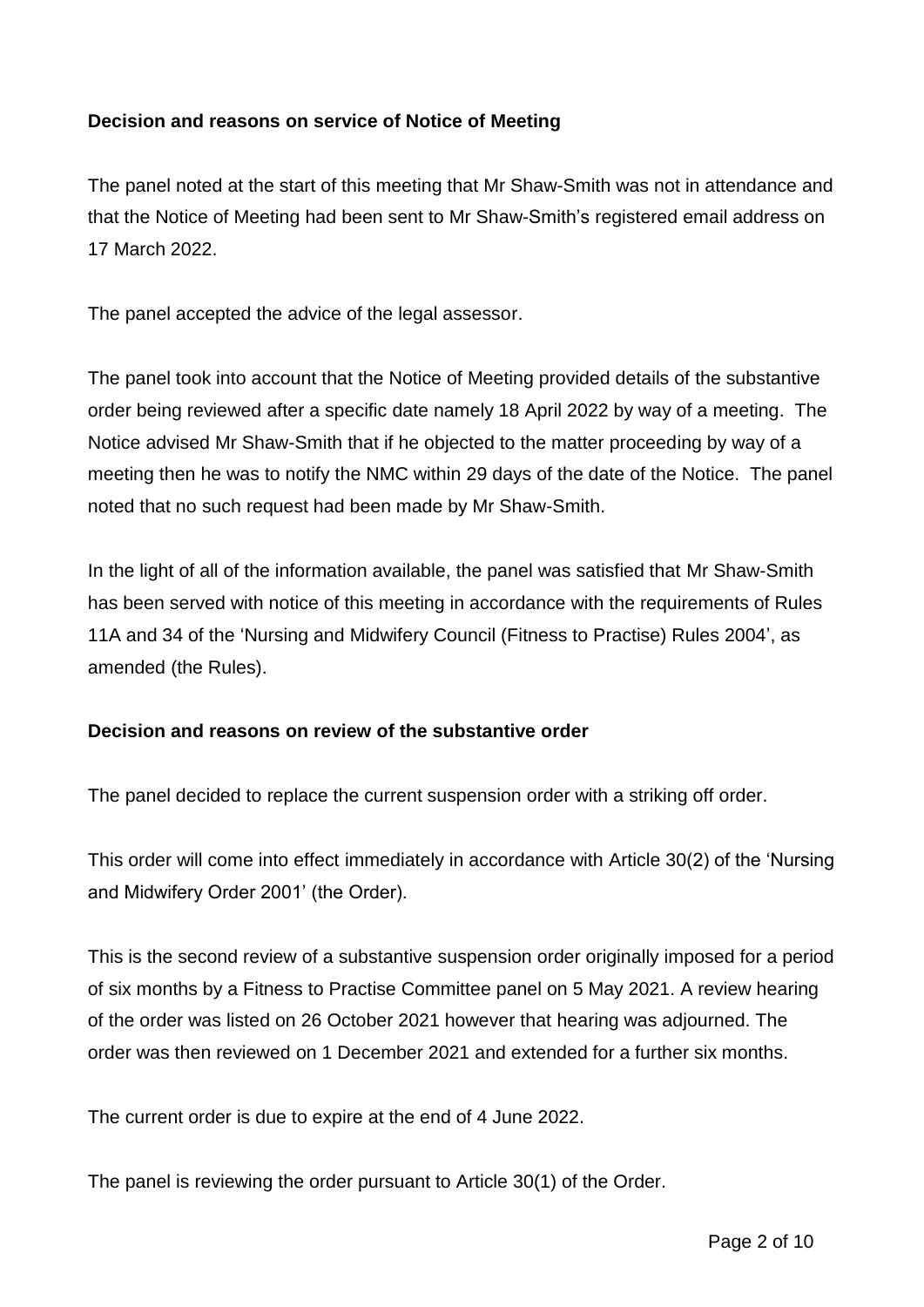**Decision and reasons on service of Notice of Meeting**

The panel noted at the start of this meeting that Mr Shaw-Smith was not in attendance and that the Notice of Meeting had been sent to Mr Shaw-Smith's registered email address on 17 March 2022.

The panel accepted the advice of the legal assessor.

The panel took into account that the Notice of Meeting provided details of the substantive order being reviewed after a specific date namely 18 April 2022 by way of a meeting. The Notice advised Mr Shaw-Smith that if he objected to the matter proceeding by way of a meeting then he was to notify the NMC within 29 days of the date of the Notice. The panel noted that no such request had been made by Mr Shaw-Smith.

In the light of all of the information available, the panel was satisfied that Mr Shaw-Smith has been served with notice of this meeting in accordance with the requirements of Rules 11A and 34 of the 'Nursing and Midwifery Council (Fitness to Practise) Rules 2004', as amended (the Rules).

**Decision and reasons on review of the substantive order**

The panel decided to replace the current suspension order with a striking off order.

This order will come into effect immediately in accordance with Article 30(2) of the 'Nursing and Midwifery Order 2001' (the Order).

This is the second review of a substantive suspension order originally imposed for a period of six months by a Fitness to Practise Committee panel on 5 May 2021. A review hearing of the order was listed on 26 October 2021 however that hearing was adjourned. The order was then reviewed on 1 December 2021 and extended for a further six months.

The current order is due to expire at the end of 4 June 2022.

The panel is reviewing the order pursuant to Article 30(1) of the Order.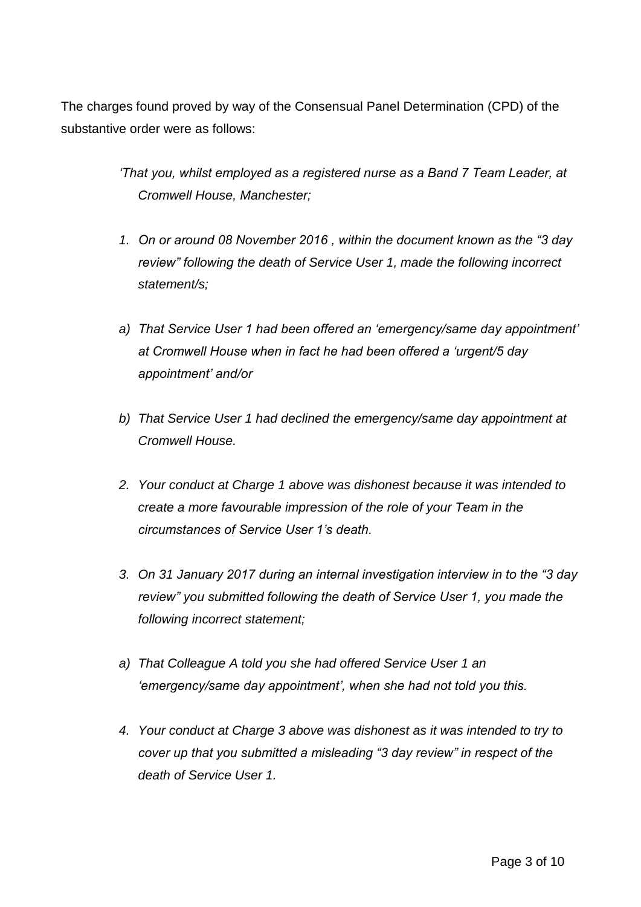The charges found proved by way of the Consensual Panel Determination (CPD) of the substantive order were as follows:

*'That you, whilst employed as a registered nurse as a Band 7 Team Leader, at Cromwell House, Manchester;*

*1. On or around 08 November 2016 , within the document known as the "3 day review" following the death of Service User 1, made the following incorrect statement/s;*

*a) That Service User 1 had been offered an 'emergency/same day appointment' at Cromwell House when in fact he had been offered a 'urgent/5 day appointment' and/or*

*b) That Service User 1 had declined the emergency/same day appointment at Cromwell House.*

*2. Your conduct at Charge 1 above was dishonest because it was intended to create a more favourable impression of the role of your Team in the circumstances of Service User 1's death.*

*3. On 31 January 2017 during an internal investigation interview in to the "3 day review" you submitted following the death of Service User 1, you made the following incorrect statement;*

*a) That Colleague A told you she had offered Service User 1 an 'emergency/same day appointment', when she had not told you this.*

*4. Your conduct at Charge 3 above was dishonest as it was intended to try to cover up that you submitted a misleading "3 day review" in respect of the death of Service User 1.*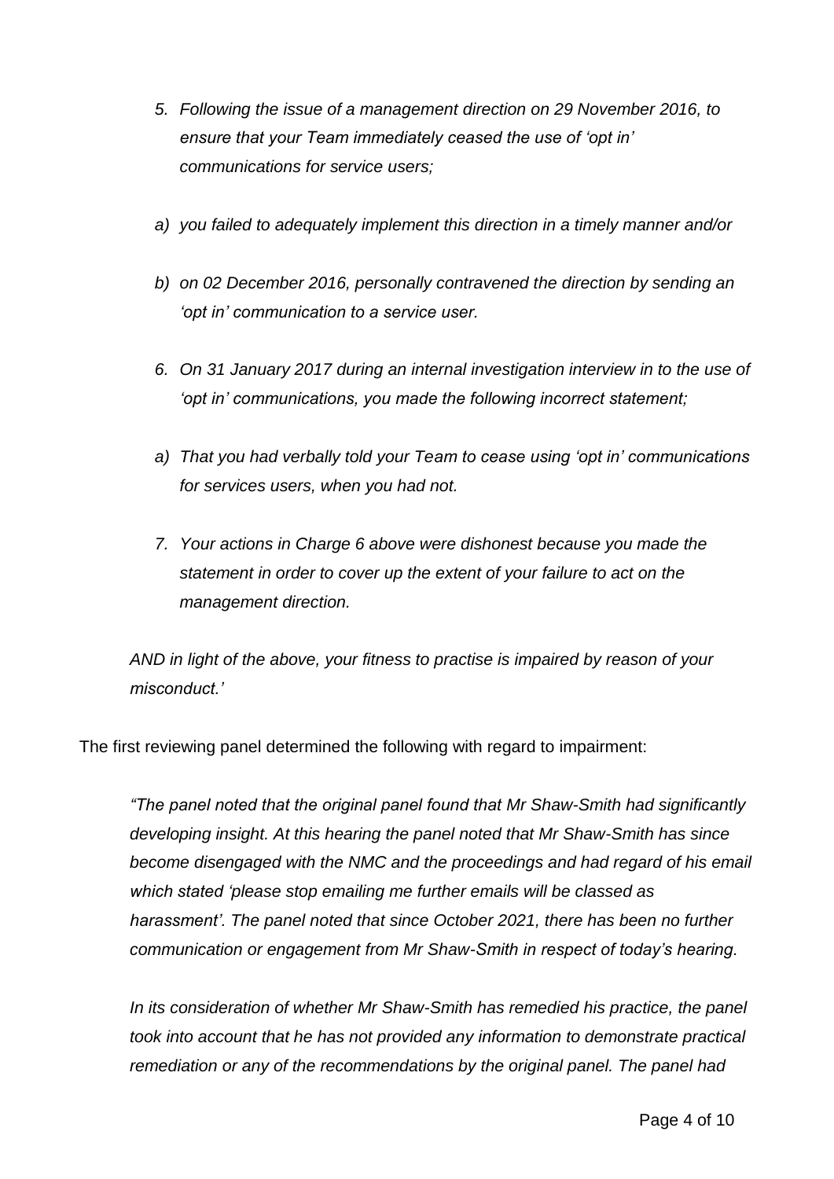*5. Following the issue of a management direction on 29 November 2016, to ensure that your Team immediately ceased the use of 'opt in' communications for service users;*

*a) you failed to adequately implement this direction in a timely manner and/or*

*b) on 02 December 2016, personally contravened the direction by sending an 'opt in' communication to a service user.*

*6. On 31 January 2017 during an internal investigation interview in to the use of 'opt in' communications, you made the following incorrect statement;*

*a) That you had verbally told your Team to cease using 'opt in' communications for services users, when you had not.*

*7. Your actions in Charge 6 above were dishonest because you made the statement in order to cover up the extent of your failure to act on the management direction.*

*AND in light of the above, your fitness to practise is impaired by reason of your misconduct.'*

The first reviewing panel determined the following with regard to impairment:

*"The panel noted that the original panel found that Mr Shaw-Smith had significantly developing insight. At this hearing the panel noted that Mr Shaw-Smith has since become disengaged with the NMC and the proceedings and had regard of his email which stated 'please stop emailing me further emails will be classed as harassment'. The panel noted that since October 2021, there has been no further communication or engagement from Mr Shaw-Smith in respect of today's hearing.*

*In its consideration of whether Mr Shaw-Smith has remedied his practice, the panel took into account that he has not provided any information to demonstrate practical remediation or any of the recommendations by the original panel. The panel had*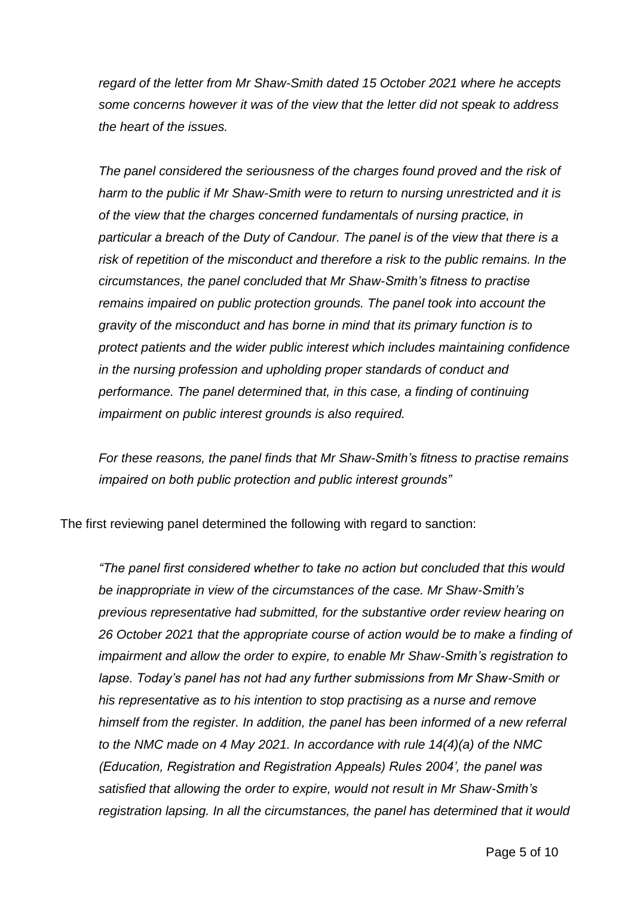*regard of the letter from Mr Shaw-Smith dated 15 October 2021 where he accepts some concerns however it was of the view that the letter did not speak to address the heart of the issues.*

*The panel considered the seriousness of the charges found proved and the risk of harm to the public if Mr Shaw-Smith were to return to nursing unrestricted and it is of the view that the charges concerned fundamentals of nursing practice, in particular a breach of the Duty of Candour. The panel is of the view that there is a risk of repetition of the misconduct and therefore a risk to the public remains. In the circumstances, the panel concluded that Mr Shaw-Smith's fitness to practise remains impaired on public protection grounds. The panel took into account the gravity of the misconduct and has borne in mind that its primary function is to protect patients and the wider public interest which includes maintaining confidence in the nursing profession and upholding proper standards of conduct and performance. The panel determined that, in this case, a finding of continuing impairment on public interest grounds is also required.*

*For these reasons, the panel finds that Mr Shaw-Smith's fitness to practise remains impaired on both public protection and public interest grounds"*

The first reviewing panel determined the following with regard to sanction:

*"The panel first considered whether to take no action but concluded that this would be inappropriate in view of the circumstances of the case. Mr Shaw-Smith's previous representative had submitted, for the substantive order review hearing on 26 October 2021 that the appropriate course of action would be to make a finding of impairment and allow the order to expire, to enable Mr Shaw-Smith's registration to lapse. Today's panel has not had any further submissions from Mr Shaw-Smith or his representative as to his intention to stop practising as a nurse and remove himself from the register. In addition, the panel has been informed of a new referral to the NMC made on 4 May 2021. In accordance with rule 14(4)(a) of the NMC (Education, Registration and Registration Appeals) Rules 2004', the panel was satisfied that allowing the order to expire, would not result in Mr Shaw-Smith's registration lapsing. In all the circumstances, the panel has determined that it would*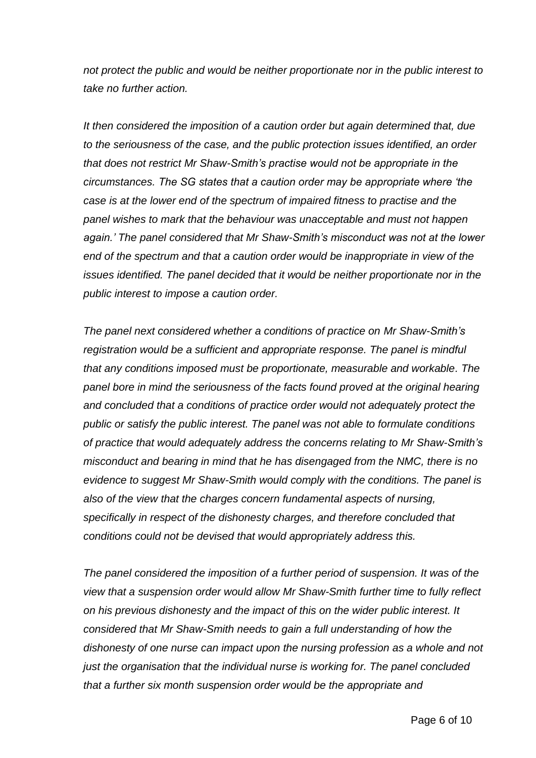*not protect the public and would be neither proportionate nor in the public interest to take no further action.*

*It then considered the imposition of a caution order but again determined that, due to the seriousness of the case, and the public protection issues identified, an order that does not restrict Mr Shaw-Smith's practise would not be appropriate in the circumstances. The SG states that a caution order may be appropriate where 'the case is at the lower end of the spectrum of impaired fitness to practise and the panel wishes to mark that the behaviour was unacceptable and must not happen again.' The panel considered that Mr Shaw-Smith's misconduct was not at the lower end of the spectrum and that a caution order would be inappropriate in view of the issues identified. The panel decided that it would be neither proportionate nor in the public interest to impose a caution order.*

*The panel next considered whether a conditions of practice on Mr Shaw-Smith's registration would be a sufficient and appropriate response. The panel is mindful that any conditions imposed must be proportionate, measurable and workable. The panel bore in mind the seriousness of the facts found proved at the original hearing and concluded that a conditions of practice order would not adequately protect the public or satisfy the public interest. The panel was not able to formulate conditions of practice that would adequately address the concerns relating to Mr Shaw-Smith's misconduct and bearing in mind that he has disengaged from the NMC, there is no evidence to suggest Mr Shaw-Smith would comply with the conditions. The panel is also of the view that the charges concern fundamental aspects of nursing, specifically in respect of the dishonesty charges, and therefore concluded that conditions could not be devised that would appropriately address this.*

*The panel considered the imposition of a further period of suspension. It was of the view that a suspension order would allow Mr Shaw-Smith further time to fully reflect on his previous dishonesty and the impact of this on the wider public interest. It considered that Mr Shaw-Smith needs to gain a full understanding of how the dishonesty of one nurse can impact upon the nursing profession as a whole and not just the organisation that the individual nurse is working for. The panel concluded that a further six month suspension order would be the appropriate and*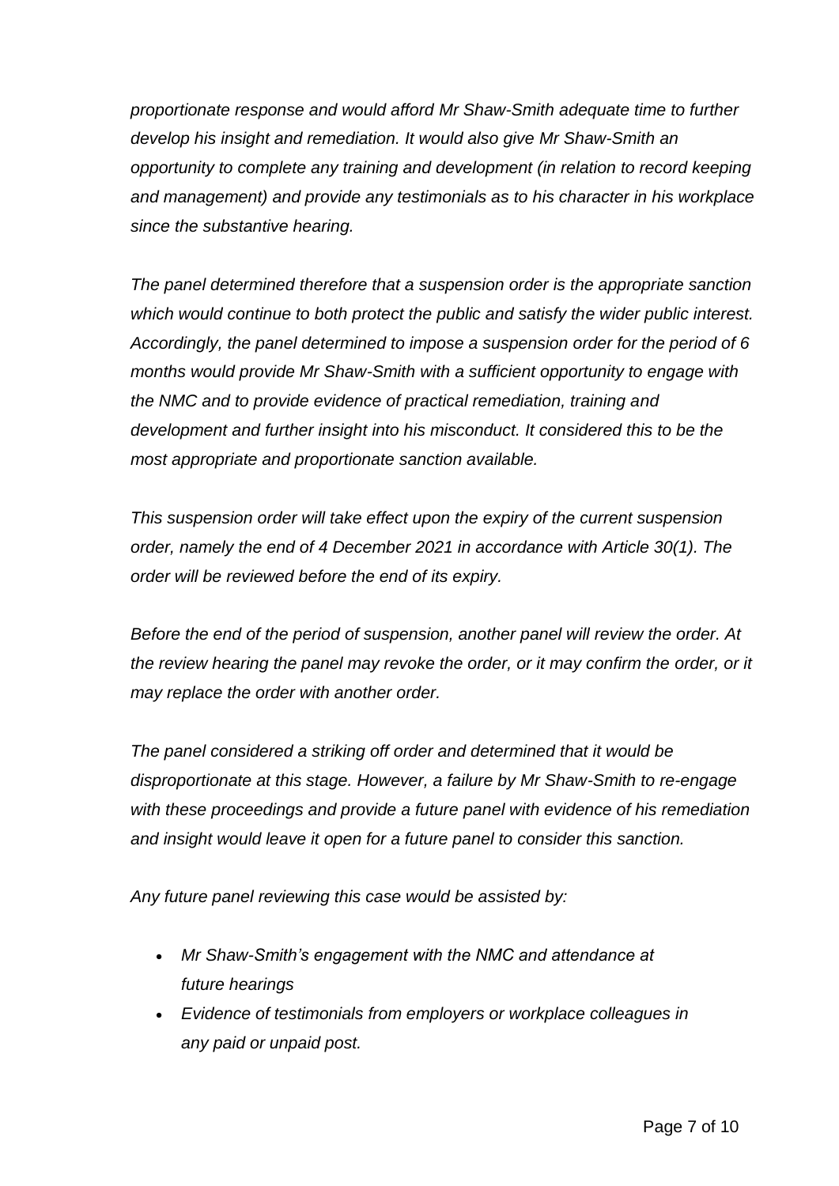*proportionate response and would afford Mr Shaw-Smith adequate time to further develop his insight and remediation. It would also give Mr Shaw-Smith an opportunity to complete any training and development (in relation to record keeping and management) and provide any testimonials as to his character in his workplace since the substantive hearing.*

*The panel determined therefore that a suspension order is the appropriate sanction which would continue to both protect the public and satisfy the wider public interest. Accordingly, the panel determined to impose a suspension order for the period of 6 months would provide Mr Shaw-Smith with a sufficient opportunity to engage with the NMC and to provide evidence of practical remediation, training and development and further insight into his misconduct. It considered this to be the most appropriate and proportionate sanction available.*

*This suspension order will take effect upon the expiry of the current suspension order, namely the end of 4 December 2021 in accordance with Article 30(1). The order will be reviewed before the end of its expiry.*

*Before the end of the period of suspension, another panel will review the order. At the review hearing the panel may revoke the order, or it may confirm the order, or it may replace the order with another order.*

*The panel considered a striking off order and determined that it would be disproportionate at this stage. However, a failure by Mr Shaw-Smith to re-engage with these proceedings and provide a future panel with evidence of his remediation and insight would leave it open for a future panel to consider this sanction.*

*Any future panel reviewing this case would be assisted by:*

- *Mr Shaw-Smith's engagement with the NMC and attendance at future hearings*
- *Evidence of testimonials from employers or workplace colleagues in any paid or unpaid post.*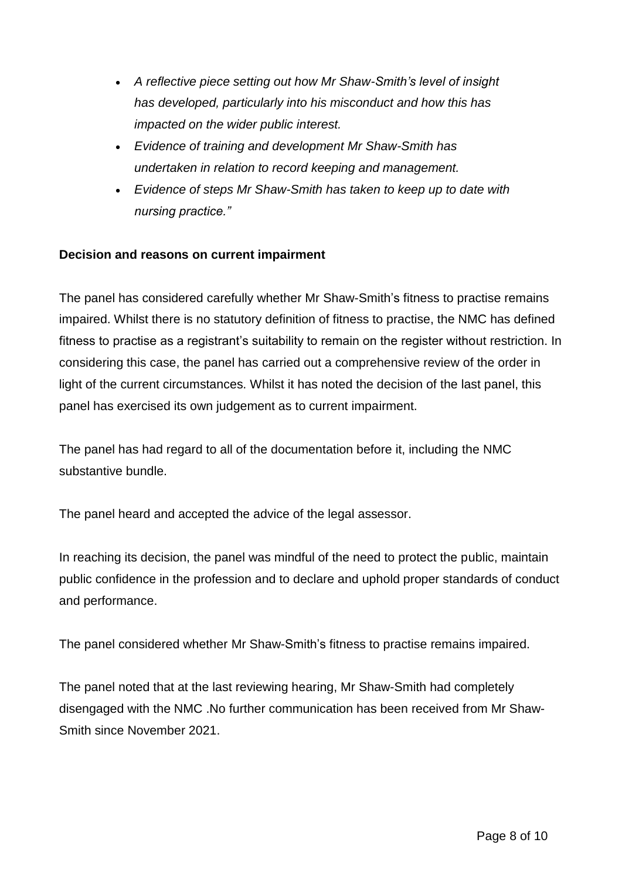- *A reflective piece setting out how Mr Shaw-Smith's level of insight has developed, particularly into his misconduct and how this has impacted on the wider public interest.*
- *Evidence of training and development Mr Shaw-Smith has undertaken in relation to record keeping and management.*
- *Evidence of steps Mr Shaw-Smith has taken to keep up to date with nursing practice."*

**Decision and reasons on current impairment**

The panel has considered carefully whether Mr Shaw-Smith's fitness to practise remains impaired. Whilst there is no statutory definition of fitness to practise, the NMC has defined fitness to practise as a registrant's suitability to remain on the register without restriction. In considering this case, the panel has carried out a comprehensive review of the order in light of the current circumstances. Whilst it has noted the decision of the last panel, this panel has exercised its own judgement as to current impairment.

The panel has had regard to all of the documentation before it, including the NMC substantive bundle.

The panel heard and accepted the advice of the legal assessor.

In reaching its decision, the panel was mindful of the need to protect the public, maintain public confidence in the profession and to declare and uphold proper standards of conduct and performance.

The panel considered whether Mr Shaw-Smith's fitness to practise remains impaired.

The panel noted that at the last reviewing hearing, Mr Shaw-Smith had completely disengaged with the NMC .No further communication has been received from Mr Shaw-Smith since November 2021.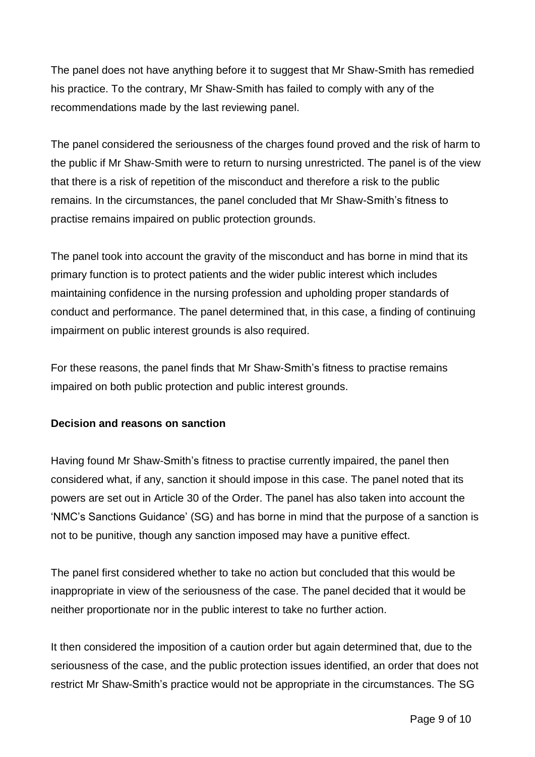The panel does not have anything before it to suggest that Mr Shaw-Smith has remedied his practice. To the contrary, Mr Shaw-Smith has failed to comply with any of the recommendations made by the last reviewing panel.

The panel considered the seriousness of the charges found proved and the risk of harm to the public if Mr Shaw-Smith were to return to nursing unrestricted. The panel is of the view that there is a risk of repetition of the misconduct and therefore a risk to the public remains. In the circumstances, the panel concluded that Mr Shaw-Smith's fitness to practise remains impaired on public protection grounds.

The panel took into account the gravity of the misconduct and has borne in mind that its primary function is to protect patients and the wider public interest which includes maintaining confidence in the nursing profession and upholding proper standards of conduct and performance. The panel determined that, in this case, a finding of continuing impairment on public interest grounds is also required.

For these reasons, the panel finds that Mr Shaw-Smith's fitness to practise remains impaired on both public protection and public interest grounds.

**Decision and reasons on sanction**

Having found Mr Shaw-Smith's fitness to practise currently impaired, the panel then considered what, if any, sanction it should impose in this case. The panel noted that its powers are set out in Article 30 of the Order. The panel has also taken into account the 'NMC's Sanctions Guidance' (SG) and has borne in mind that the purpose of a sanction is not to be punitive, though any sanction imposed may have a punitive effect.

The panel first considered whether to take no action but concluded that this would be inappropriate in view of the seriousness of the case. The panel decided that it would be neither proportionate nor in the public interest to take no further action.

It then considered the imposition of a caution order but again determined that, due to the seriousness of the case, and the public protection issues identified, an order that does not restrict Mr Shaw-Smith's practice would not be appropriate in the circumstances. The SG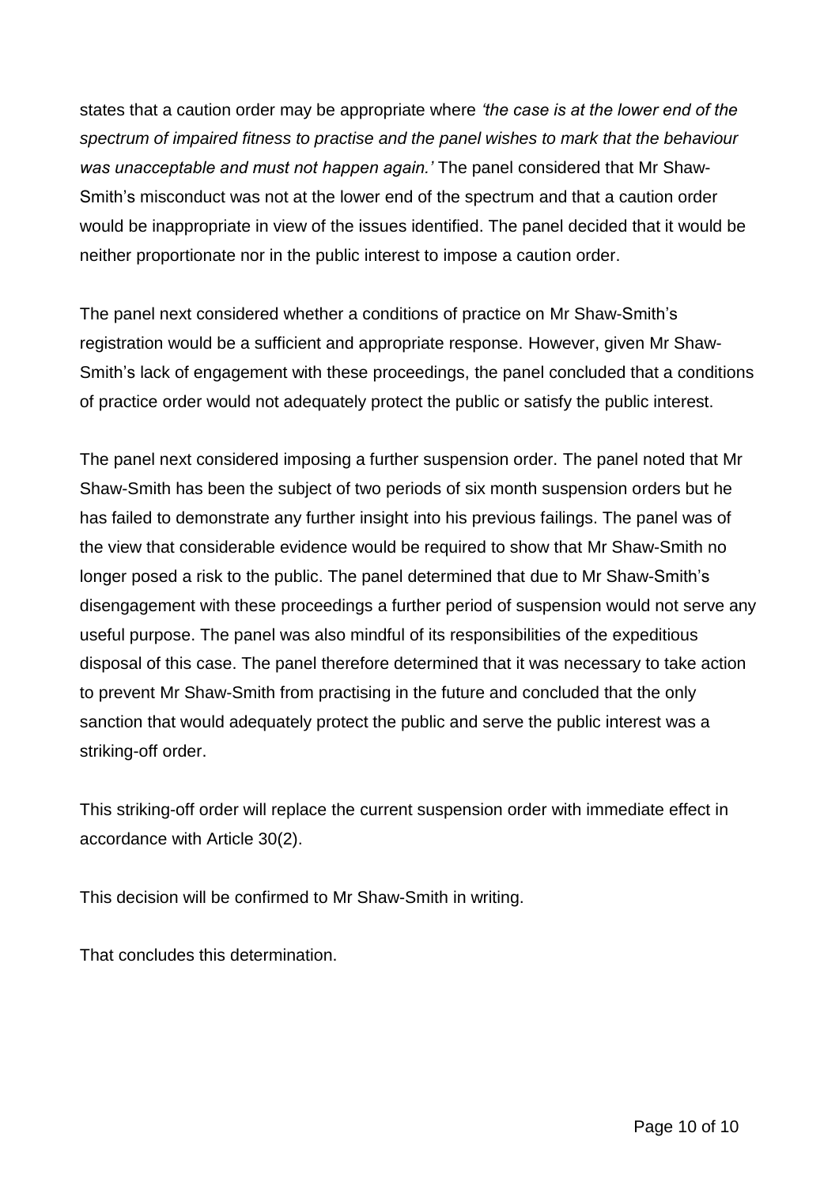states that a caution order may be appropriate where *'the case is at the lower end of the spectrum of impaired fitness to practise and the panel wishes to mark that the behaviour was unacceptable and must not happen again.'* The panel considered that Mr Shaw-Smith's misconduct was not at the lower end of the spectrum and that a caution order would be inappropriate in view of the issues identified. The panel decided that it would be neither proportionate nor in the public interest to impose a caution order.

The panel next considered whether a conditions of practice on Mr Shaw-Smith's registration would be a sufficient and appropriate response. However, given Mr Shaw-Smith's lack of engagement with these proceedings, the panel concluded that a conditions of practice order would not adequately protect the public or satisfy the public interest.

The panel next considered imposing a further suspension order. The panel noted that Mr Shaw-Smith has been the subject of two periods of six month suspension orders but he has failed to demonstrate any further insight into his previous failings. The panel was of the view that considerable evidence would be required to show that Mr Shaw-Smith no longer posed a risk to the public. The panel determined that due to Mr Shaw-Smith's disengagement with these proceedings a further period of suspension would not serve any useful purpose. The panel was also mindful of its responsibilities of the expeditious disposal of this case. The panel therefore determined that it was necessary to take action to prevent Mr Shaw-Smith from practising in the future and concluded that the only sanction that would adequately protect the public and serve the public interest was a striking-off order.

This striking-off order will replace the current suspension order with immediate effect in accordance with Article 30(2).

This decision will be confirmed to Mr Shaw-Smith in writing.

That concludes this determination.